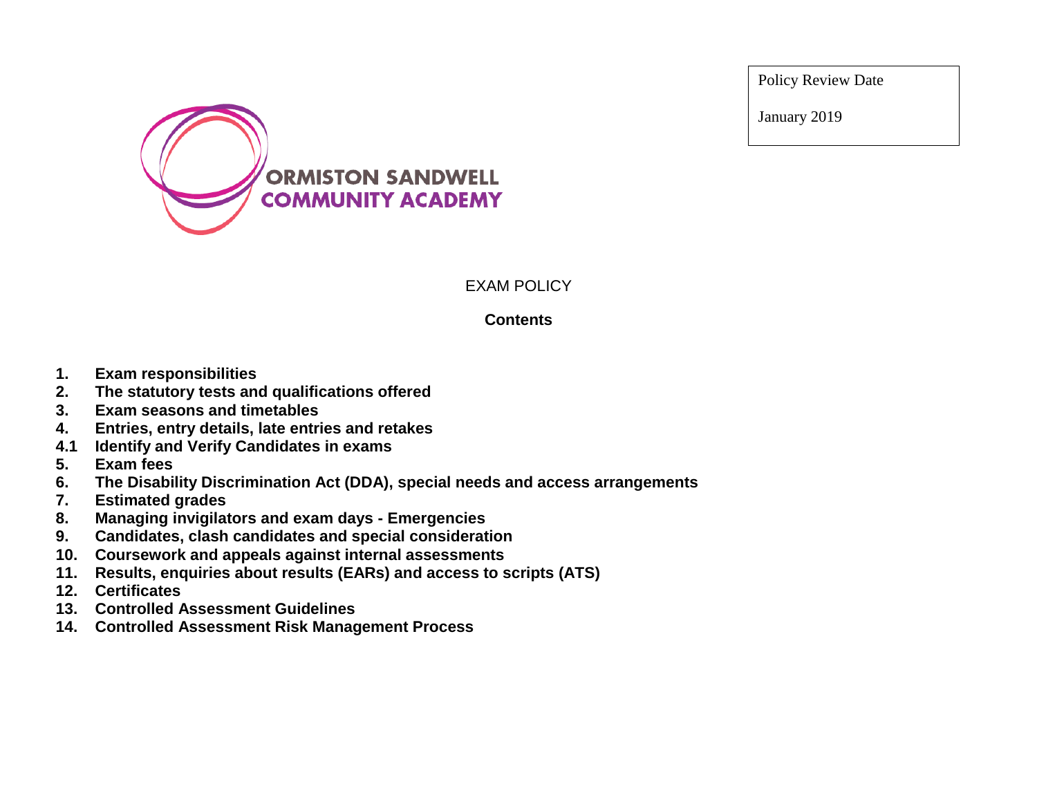Policy Review Date

January 2019

ORMISTON SANDWELL COMMUNITY ACADEMY

# EXAM POLICY

## Contents

1. **Exam responsibilities**
2. **The statutory tests and qualifications offered**
3. **Exam seasons and timetables**
4. **Entries, entry details, late entries and retakes**

   4.1 **Identify and Verify Candidates in exams**
5. **Exam fees**
6. **The Disability Discrimination Act (DDA), special needs and access arrangements**
7. **Estimated grades**
8. **Managing invigilators and exam days - Emergencies**
9. **Candidates, clash candidates and special consideration**
10. **Coursework and appeals against internal assessments**
11. **Results, enquiries about results (EARs) and access to scripts (ATS)**
12. **Certificates**
13. **Controlled Assessment Guidelines**
14. **Controlled Assessment Risk Management Process**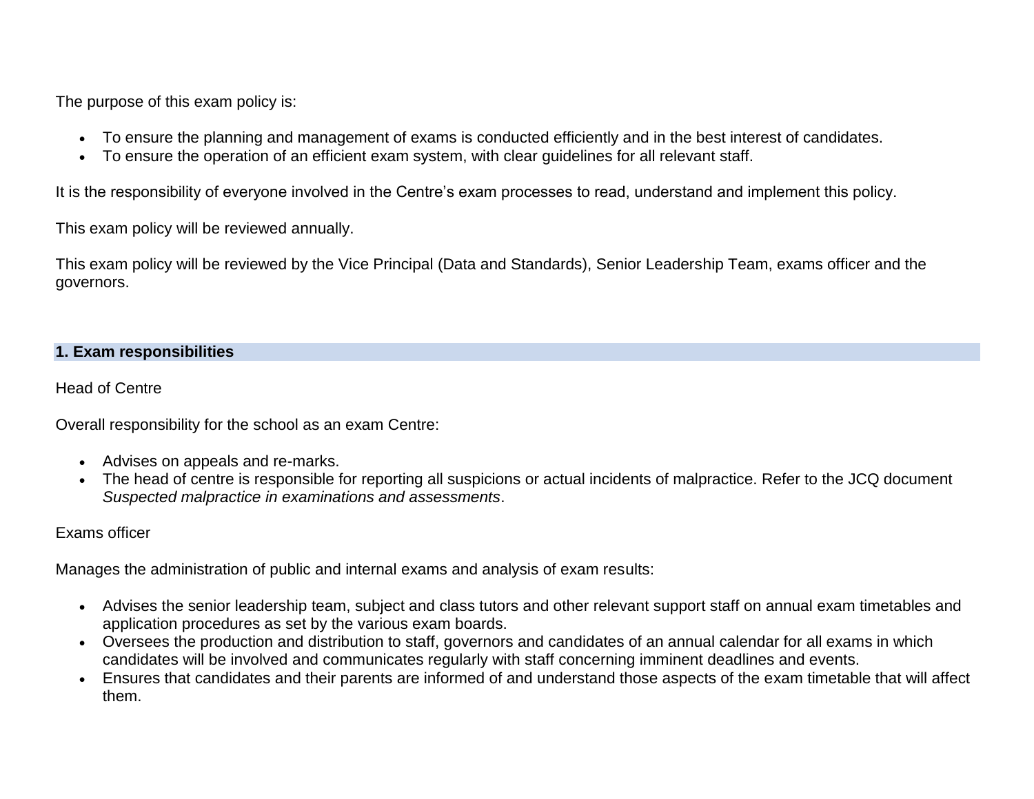The purpose of this exam policy is:

- To ensure the planning and management of exams is conducted efficiently and in the best interest of candidates.
- To ensure the operation of an efficient exam system, with clear guidelines for all relevant staff.

It is the responsibility of everyone involved in the Centre's exam processes to read, understand and implement this policy.

This exam policy will be reviewed annually.

This exam policy will be reviewed by the Vice Principal (Data and Standards), Senior Leadership Team, exams officer and the governors.

## 1. Exam responsibilities

Head of Centre

Overall responsibility for the school as an exam Centre:

- Advises on appeals and re-marks.
- The head of centre is responsible for reporting all suspicions or actual incidents of malpractice. Refer to the JCQ document *Suspected malpractice in examinations and assessments*.

Exams officer

Manages the administration of public and internal exams and analysis of exam results:

- Advises the senior leadership team, subject and class tutors and other relevant support staff on annual exam timetables and application procedures as set by the various exam boards.
- Oversees the production and distribution to staff, governors and candidates of an annual calendar for all exams in which candidates will be involved and communicates regularly with staff concerning imminent deadlines and events.
- Ensures that candidates and their parents are informed of and understand those aspects of the exam timetable that will affect them.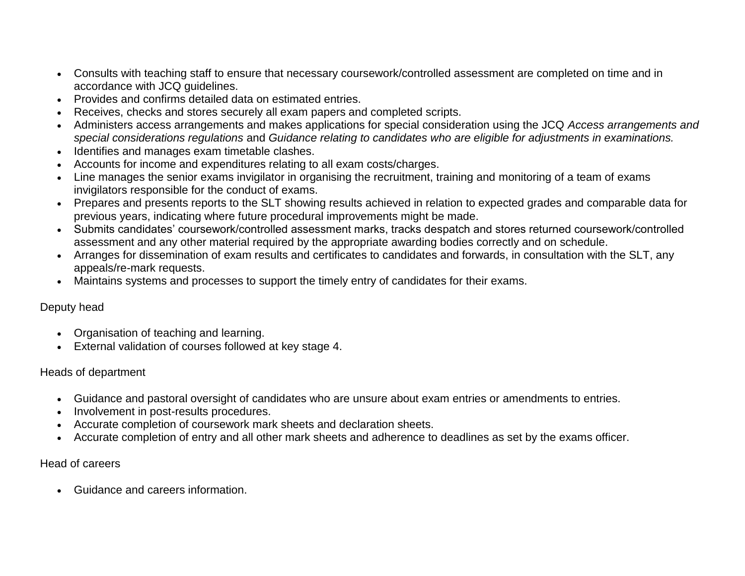- Consults with teaching staff to ensure that necessary coursework/controlled assessment are completed on time and in accordance with JCQ guidelines.
- Provides and confirms detailed data on estimated entries.
- Receives, checks and stores securely all exam papers and completed scripts.
- Administers access arrangements and makes applications for special consideration using the JCQ *Access arrangements and special considerations regulations* and *Guidance relating to candidates who are eligible for adjustments in examinations.*
- Identifies and manages exam timetable clashes.
- Accounts for income and expenditures relating to all exam costs/charges.
- Line manages the senior exams invigilator in organising the recruitment, training and monitoring of a team of exams invigilators responsible for the conduct of exams.
- Prepares and presents reports to the SLT showing results achieved in relation to expected grades and comparable data for previous years, indicating where future procedural improvements might be made.
- Submits candidates' coursework/controlled assessment marks, tracks despatch and stores returned coursework/controlled assessment and any other material required by the appropriate awarding bodies correctly and on schedule.
- Arranges for dissemination of exam results and certificates to candidates and forwards, in consultation with the SLT, any appeals/re-mark requests.
- Maintains systems and processes to support the timely entry of candidates for their exams.

Deputy head

- Organisation of teaching and learning.
- External validation of courses followed at key stage 4.

Heads of department

- Guidance and pastoral oversight of candidates who are unsure about exam entries or amendments to entries.
- Involvement in post-results procedures.
- Accurate completion of coursework mark sheets and declaration sheets.
- Accurate completion of entry and all other mark sheets and adherence to deadlines as set by the exams officer.

Head of careers

- Guidance and careers information.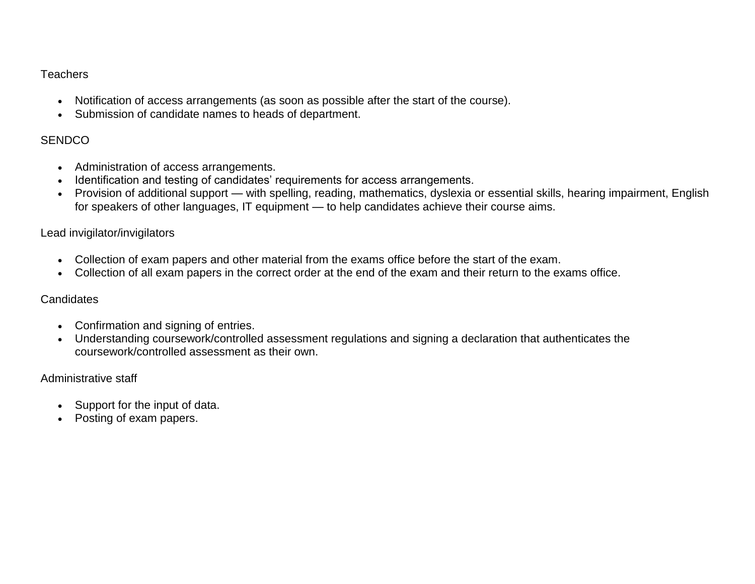Teachers

- Notification of access arrangements (as soon as possible after the start of the course).
- Submission of candidate names to heads of department.

SENDCO

- Administration of access arrangements.
- Identification and testing of candidates' requirements for access arrangements.
- Provision of additional support — with spelling, reading, mathematics, dyslexia or essential skills, hearing impairment, English for speakers of other languages, IT equipment — to help candidates achieve their course aims.

Lead invigilator/invigilators

- Collection of exam papers and other material from the exams office before the start of the exam.
- Collection of all exam papers in the correct order at the end of the exam and their return to the exams office.

Candidates

- Confirmation and signing of entries.
- Understanding coursework/controlled assessment regulations and signing a declaration that authenticates the coursework/controlled assessment as their own.

Administrative staff

- Support for the input of data.
- Posting of exam papers.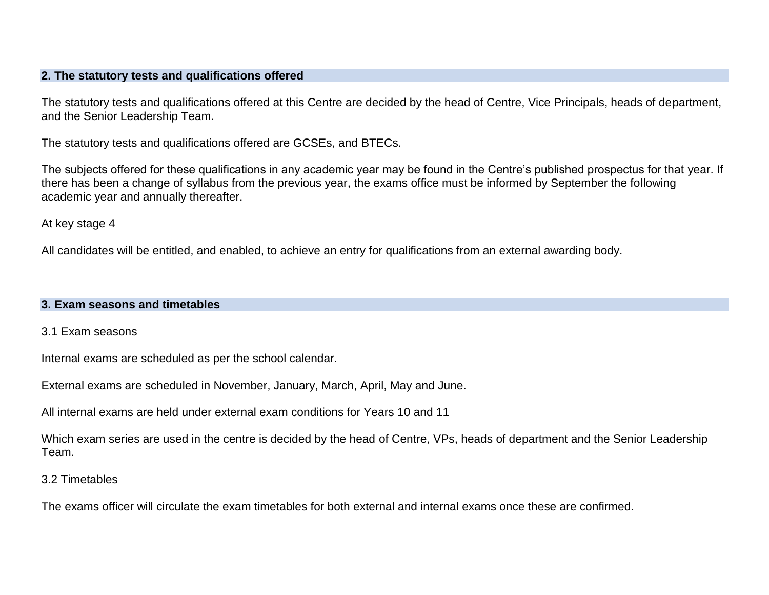## 2. The statutory tests and qualifications offered

The statutory tests and qualifications offered at this Centre are decided by the head of Centre, Vice Principals, heads of department, and the Senior Leadership Team.

The statutory tests and qualifications offered are GCSEs, and BTECs.

The subjects offered for these qualifications in any academic year may be found in the Centre's published prospectus for that year. If there has been a change of syllabus from the previous year, the exams office must be informed by September the following academic year and annually thereafter.

At key stage 4

All candidates will be entitled, and enabled, to achieve an entry for qualifications from an external awarding body.

## 3. Exam seasons and timetables

3.1 Exam seasons

Internal exams are scheduled as per the school calendar.

External exams are scheduled in November, January, March, April, May and June.

All internal exams are held under external exam conditions for Years 10 and 11

Which exam series are used in the centre is decided by the head of Centre, VPs, heads of department and the Senior Leadership Team.

3.2 Timetables

The exams officer will circulate the exam timetables for both external and internal exams once these are confirmed.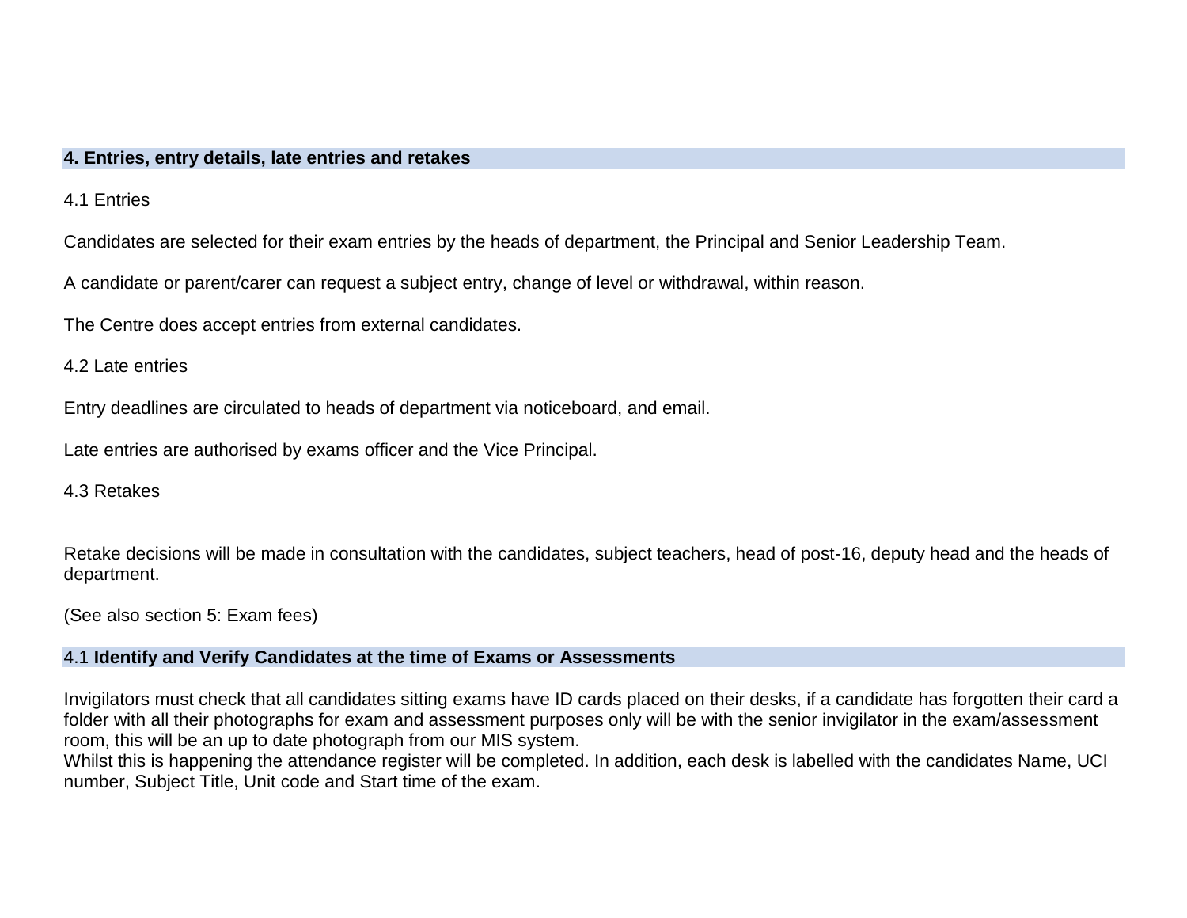## 4. Entries, entry details, late entries and retakes

4.1 Entries

Candidates are selected for their exam entries by the heads of department, the Principal and Senior Leadership Team.

A candidate or parent/carer can request a subject entry, change of level or withdrawal, within reason.

The Centre does accept entries from external candidates.

4.2 Late entries

Entry deadlines are circulated to heads of department via noticeboard, and email.

Late entries are authorised by exams officer and the Vice Principal.

4.3 Retakes

Retake decisions will be made in consultation with the candidates, subject teachers, head of post-16, deputy head and the heads of department.

(See also section 5: Exam fees)

## 4.1 Identify and Verify Candidates at the time of Exams or Assessments

Invigilators must check that all candidates sitting exams have ID cards placed on their desks, if a candidate has forgotten their card a folder with all their photographs for exam and assessment purposes only will be with the senior invigilator in the exam/assessment room, this will be an up to date photograph from our MIS system.
Whilst this is happening the attendance register will be completed. In addition, each desk is labelled with the candidates Name, UCI number, Subject Title, Unit code and Start time of the exam.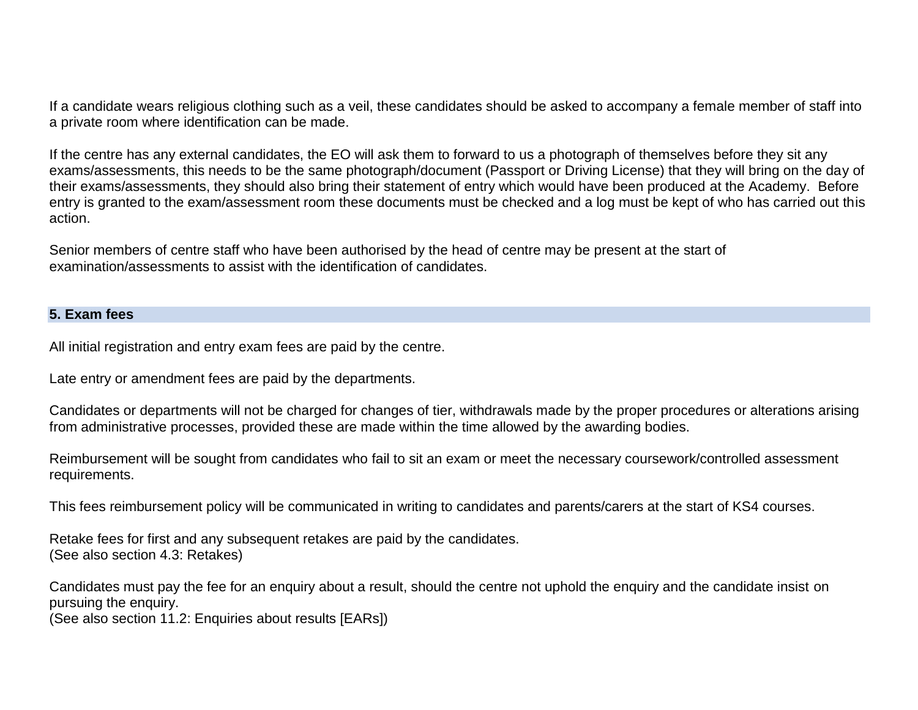If a candidate wears religious clothing such as a veil, these candidates should be asked to accompany a female member of staff into a private room where identification can be made.

If the centre has any external candidates, the EO will ask them to forward to us a photograph of themselves before they sit any exams/assessments, this needs to be the same photograph/document (Passport or Driving License) that they will bring on the day of their exams/assessments, they should also bring their statement of entry which would have been produced at the Academy. Before entry is granted to the exam/assessment room these documents must be checked and a log must be kept of who has carried out this action.

Senior members of centre staff who have been authorised by the head of centre may be present at the start of examination/assessments to assist with the identification of candidates.

## 5. Exam fees

All initial registration and entry exam fees are paid by the centre.

Late entry or amendment fees are paid by the departments.

Candidates or departments will not be charged for changes of tier, withdrawals made by the proper procedures or alterations arising from administrative processes, provided these are made within the time allowed by the awarding bodies.

Reimbursement will be sought from candidates who fail to sit an exam or meet the necessary coursework/controlled assessment requirements.

This fees reimbursement policy will be communicated in writing to candidates and parents/carers at the start of KS4 courses.

Retake fees for first and any subsequent retakes are paid by the candidates.
(See also section 4.3: Retakes)

Candidates must pay the fee for an enquiry about a result, should the centre not uphold the enquiry and the candidate insist on pursuing the enquiry.
(See also section 11.2: Enquiries about results [EARs])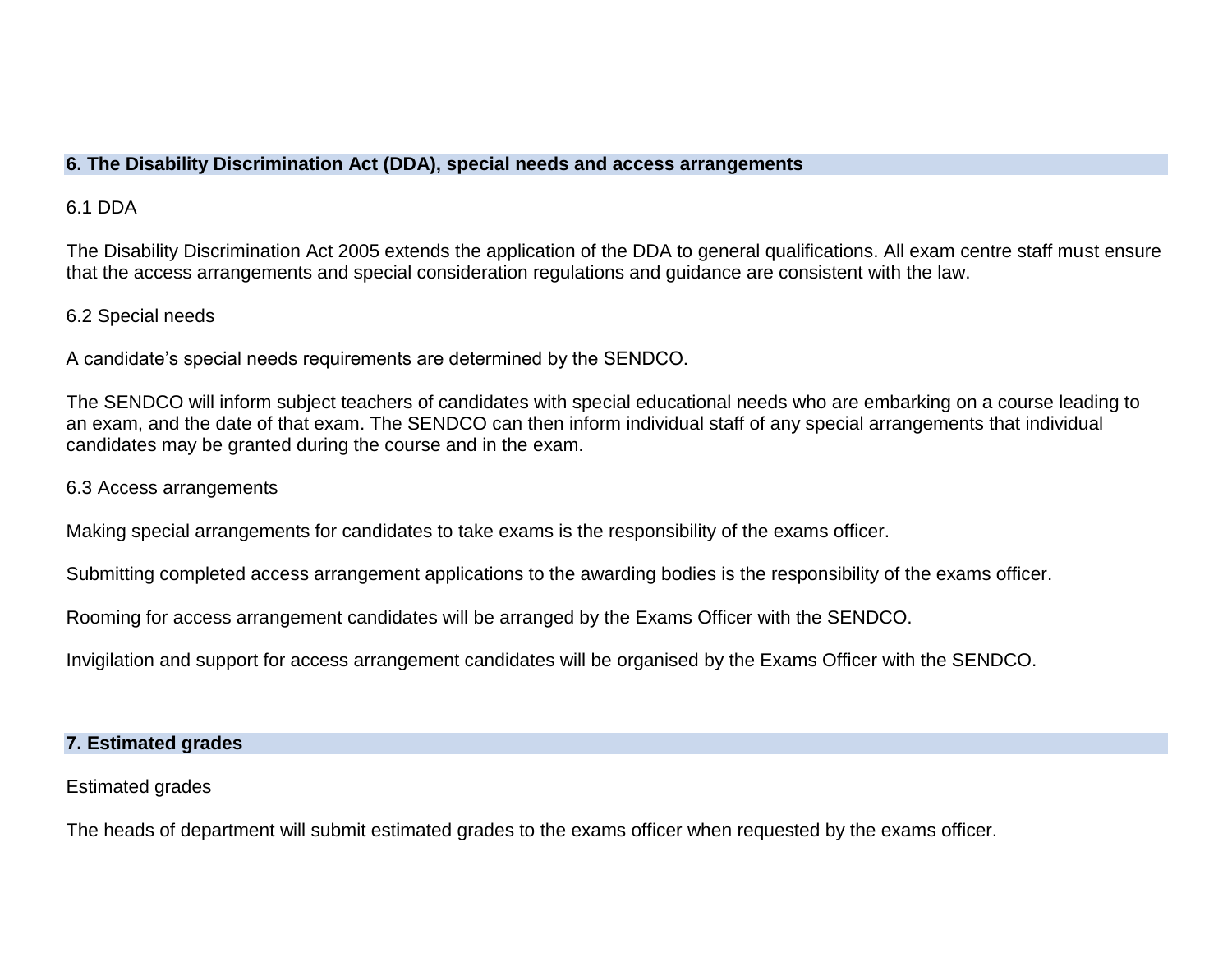## 6. The Disability Discrimination Act (DDA), special needs and access arrangements

### 6.1 DDA

The Disability Discrimination Act 2005 extends the application of the DDA to general qualifications. All exam centre staff must ensure that the access arrangements and special consideration regulations and guidance are consistent with the law.

### 6.2 Special needs

A candidate's special needs requirements are determined by the SENDCO.

The SENDCO will inform subject teachers of candidates with special educational needs who are embarking on a course leading to an exam, and the date of that exam. The SENDCO can then inform individual staff of any special arrangements that individual candidates may be granted during the course and in the exam.

### 6.3 Access arrangements

Making special arrangements for candidates to take exams is the responsibility of the exams officer.

Submitting completed access arrangement applications to the awarding bodies is the responsibility of the exams officer.

Rooming for access arrangement candidates will be arranged by the Exams Officer with the SENDCO.

Invigilation and support for access arrangement candidates will be organised by the Exams Officer with the SENDCO.

## 7. Estimated grades

Estimated grades

The heads of department will submit estimated grades to the exams officer when requested by the exams officer.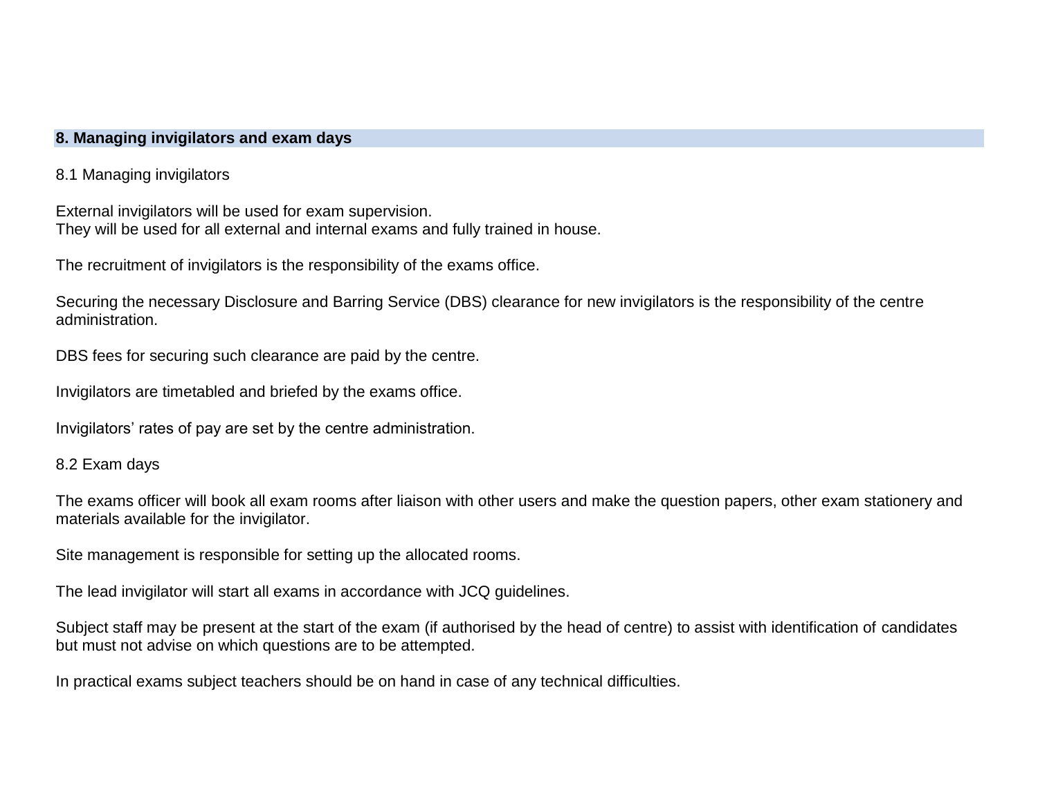## 8. Managing invigilators and exam days

### 8.1 Managing invigilators

External invigilators will be used for exam supervision.
They will be used for all external and internal exams and fully trained in house.

The recruitment of invigilators is the responsibility of the exams office.

Securing the necessary Disclosure and Barring Service (DBS) clearance for new invigilators is the responsibility of the centre administration.

DBS fees for securing such clearance are paid by the centre.

Invigilators are timetabled and briefed by the exams office.

Invigilators' rates of pay are set by the centre administration.

### 8.2 Exam days

The exams officer will book all exam rooms after liaison with other users and make the question papers, other exam stationery and materials available for the invigilator.

Site management is responsible for setting up the allocated rooms.

The lead invigilator will start all exams in accordance with JCQ guidelines.

Subject staff may be present at the start of the exam (if authorised by the head of centre) to assist with identification of candidates but must not advise on which questions are to be attempted.

In practical exams subject teachers should be on hand in case of any technical difficulties.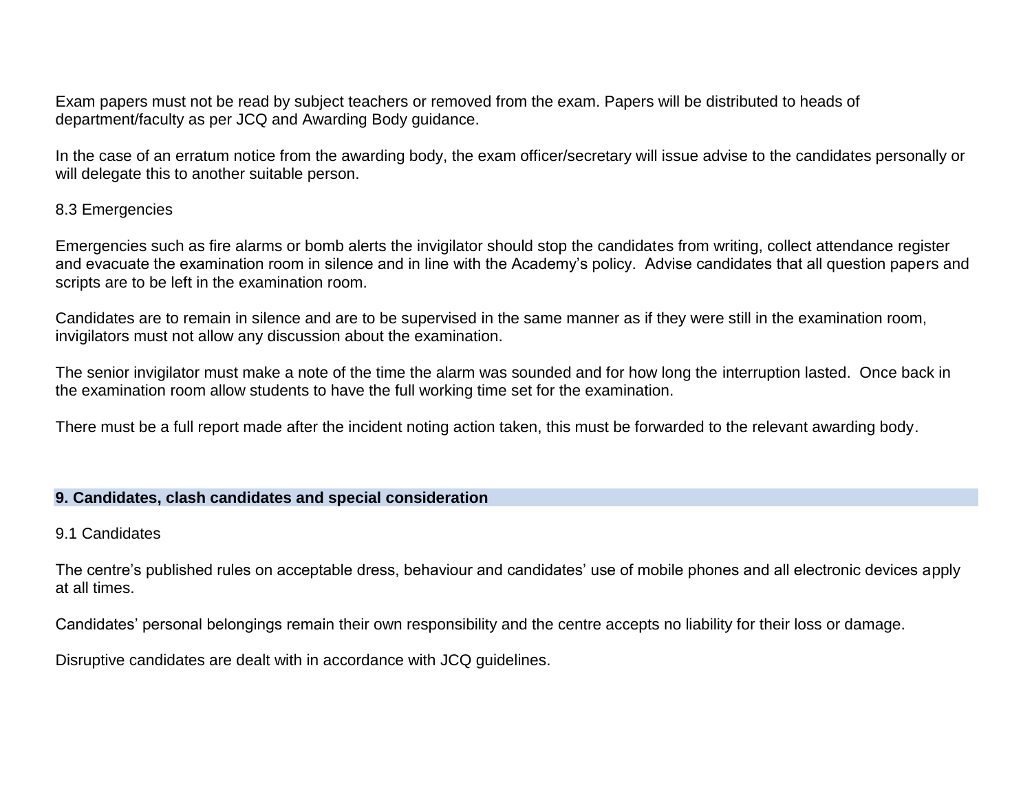Exam papers must not be read by subject teachers or removed from the exam. Papers will be distributed to heads of department/faculty as per JCQ and Awarding Body guidance.

In the case of an erratum notice from the awarding body, the exam officer/secretary will issue advise to the candidates personally or will delegate this to another suitable person.

### 8.3 Emergencies

Emergencies such as fire alarms or bomb alerts the invigilator should stop the candidates from writing, collect attendance register and evacuate the examination room in silence and in line with the Academy's policy. Advise candidates that all question papers and scripts are to be left in the examination room.

Candidates are to remain in silence and are to be supervised in the same manner as if they were still in the examination room, invigilators must not allow any discussion about the examination.

The senior invigilator must make a note of the time the alarm was sounded and for how long the interruption lasted. Once back in the examination room allow students to have the full working time set for the examination.

There must be a full report made after the incident noting action taken, this must be forwarded to the relevant awarding body.

## 9. Candidates, clash candidates and special consideration

### 9.1 Candidates

The centre's published rules on acceptable dress, behaviour and candidates' use of mobile phones and all electronic devices apply at all times.

Candidates' personal belongings remain their own responsibility and the centre accepts no liability for their loss or damage.

Disruptive candidates are dealt with in accordance with JCQ guidelines.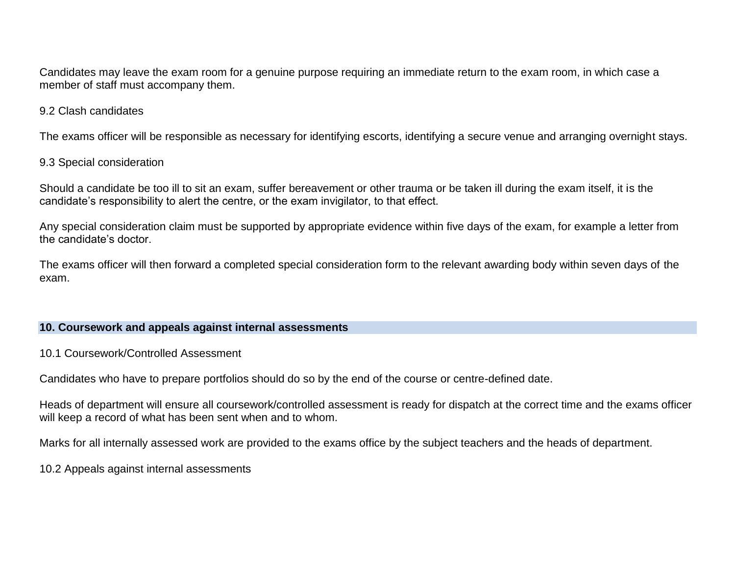Candidates may leave the exam room for a genuine purpose requiring an immediate return to the exam room, in which case a member of staff must accompany them.

### 9.2 Clash candidates

The exams officer will be responsible as necessary for identifying escorts, identifying a secure venue and arranging overnight stays.

### 9.3 Special consideration

Should a candidate be too ill to sit an exam, suffer bereavement or other trauma or be taken ill during the exam itself, it is the candidate's responsibility to alert the centre, or the exam invigilator, to that effect.

Any special consideration claim must be supported by appropriate evidence within five days of the exam, for example a letter from the candidate's doctor.

The exams officer will then forward a completed special consideration form to the relevant awarding body within seven days of the exam.

## 10. Coursework and appeals against internal assessments

### 10.1 Coursework/Controlled Assessment

Candidates who have to prepare portfolios should do so by the end of the course or centre-defined date.

Heads of department will ensure all coursework/controlled assessment is ready for dispatch at the correct time and the exams officer will keep a record of what has been sent when and to whom.

Marks for all internally assessed work are provided to the exams office by the subject teachers and the heads of department.

### 10.2 Appeals against internal assessments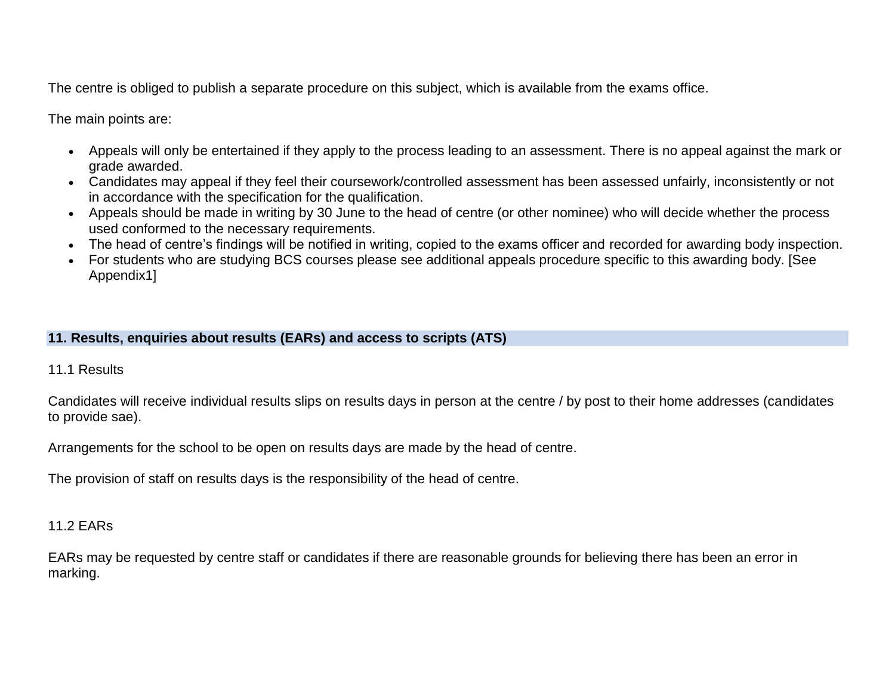The centre is obliged to publish a separate procedure on this subject, which is available from the exams office.

The main points are:

- Appeals will only be entertained if they apply to the process leading to an assessment. There is no appeal against the mark or grade awarded.
- Candidates may appeal if they feel their coursework/controlled assessment has been assessed unfairly, inconsistently or not in accordance with the specification for the qualification.
- Appeals should be made in writing by 30 June to the head of centre (or other nominee) who will decide whether the process used conformed to the necessary requirements.
- The head of centre's findings will be notified in writing, copied to the exams officer and recorded for awarding body inspection.
- For students who are studying BCS courses please see additional appeals procedure specific to this awarding body. [See Appendix1]

## 11. Results, enquiries about results (EARs) and access to scripts (ATS)

### 11.1 Results

Candidates will receive individual results slips on results days in person at the centre / by post to their home addresses (candidates to provide sae).

Arrangements for the school to be open on results days are made by the head of centre.

The provision of staff on results days is the responsibility of the head of centre.

### 11.2 EARs

EARs may be requested by centre staff or candidates if there are reasonable grounds for believing there has been an error in marking.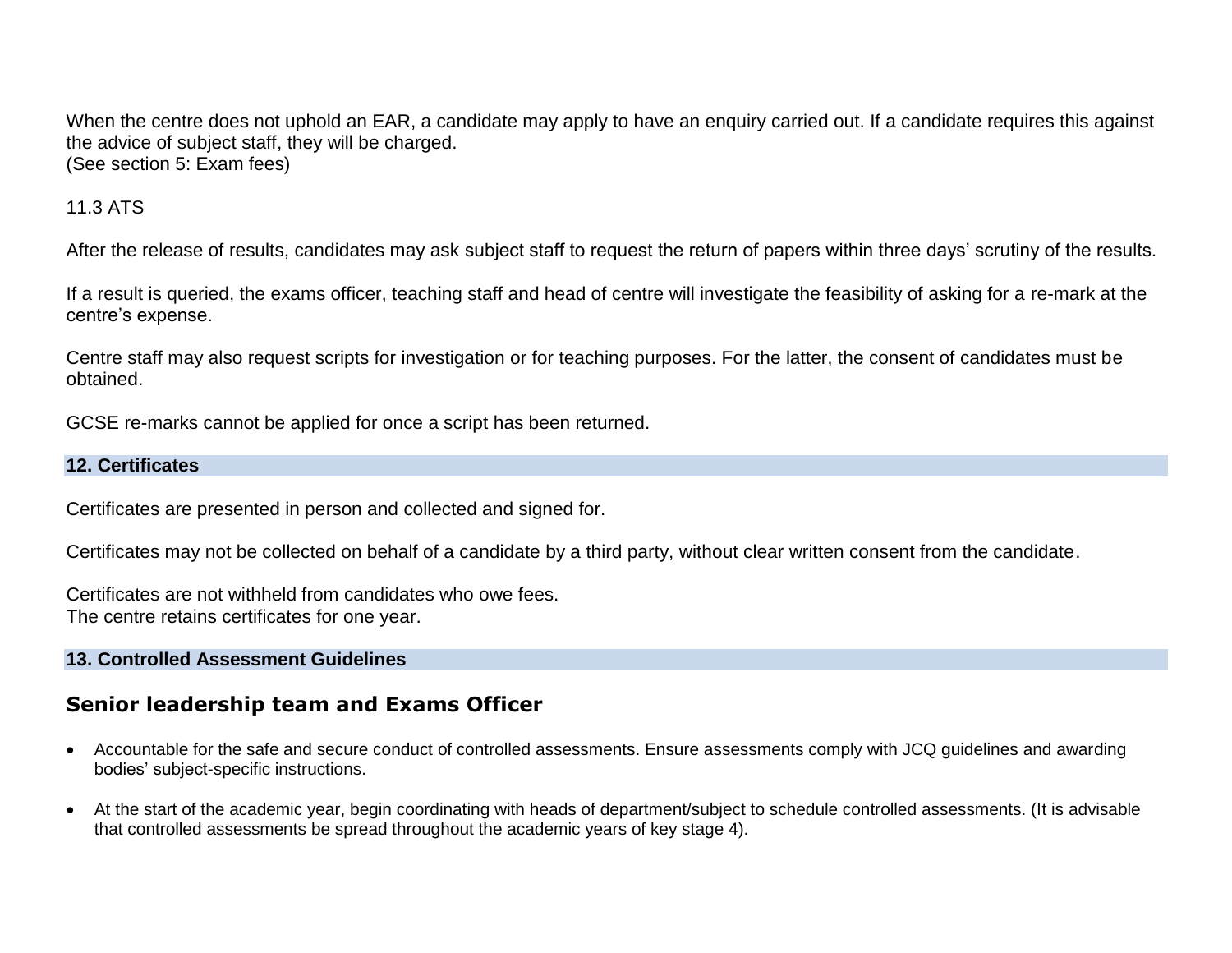When the centre does not uphold an EAR, a candidate may apply to have an enquiry carried out. If a candidate requires this against the advice of subject staff, they will be charged.
(See section 5: Exam fees)

11.3 ATS

After the release of results, candidates may ask subject staff to request the return of papers within three days' scrutiny of the results.

If a result is queried, the exams officer, teaching staff and head of centre will investigate the feasibility of asking for a re-mark at the centre's expense.

Centre staff may also request scripts for investigation or for teaching purposes. For the latter, the consent of candidates must be obtained.

GCSE re-marks cannot be applied for once a script has been returned.

## 12. Certificates

Certificates are presented in person and collected and signed for.

Certificates may not be collected on behalf of a candidate by a third party, without clear written consent from the candidate.

Certificates are not withheld from candidates who owe fees.
The centre retains certificates for one year.

## 13. Controlled Assessment Guidelines

### Senior leadership team and Exams Officer

- Accountable for the safe and secure conduct of controlled assessments. Ensure assessments comply with JCQ guidelines and awarding bodies' subject-specific instructions.
- At the start of the academic year, begin coordinating with heads of department/subject to schedule controlled assessments. (It is advisable that controlled assessments be spread throughout the academic years of key stage 4).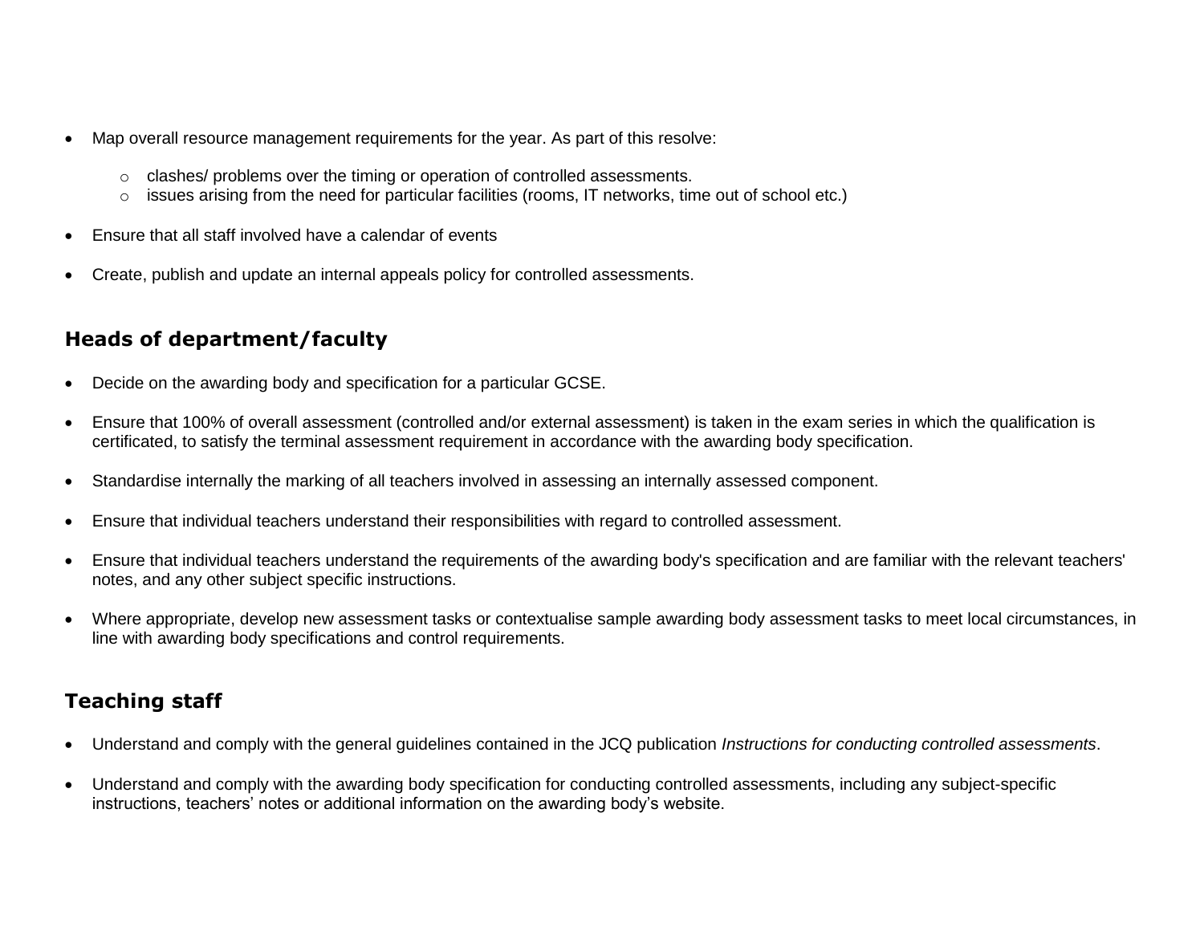- Map overall resource management requirements for the year. As part of this resolve:
    - clashes/ problems over the timing or operation of controlled assessments.
    - issues arising from the need for particular facilities (rooms, IT networks, time out of school etc.)
- Ensure that all staff involved have a calendar of events
- Create, publish and update an internal appeals policy for controlled assessments.

## Heads of department/faculty

- Decide on the awarding body and specification for a particular GCSE.
- Ensure that 100% of overall assessment (controlled and/or external assessment) is taken in the exam series in which the qualification is certificated, to satisfy the terminal assessment requirement in accordance with the awarding body specification.
- Standardise internally the marking of all teachers involved in assessing an internally assessed component.
- Ensure that individual teachers understand their responsibilities with regard to controlled assessment.
- Ensure that individual teachers understand the requirements of the awarding body's specification and are familiar with the relevant teachers' notes, and any other subject specific instructions.
- Where appropriate, develop new assessment tasks or contextualise sample awarding body assessment tasks to meet local circumstances, in line with awarding body specifications and control requirements.

## Teaching staff

- Understand and comply with the general guidelines contained in the JCQ publication *Instructions for conducting controlled assessments*.
- Understand and comply with the awarding body specification for conducting controlled assessments, including any subject-specific instructions, teachers' notes or additional information on the awarding body's website.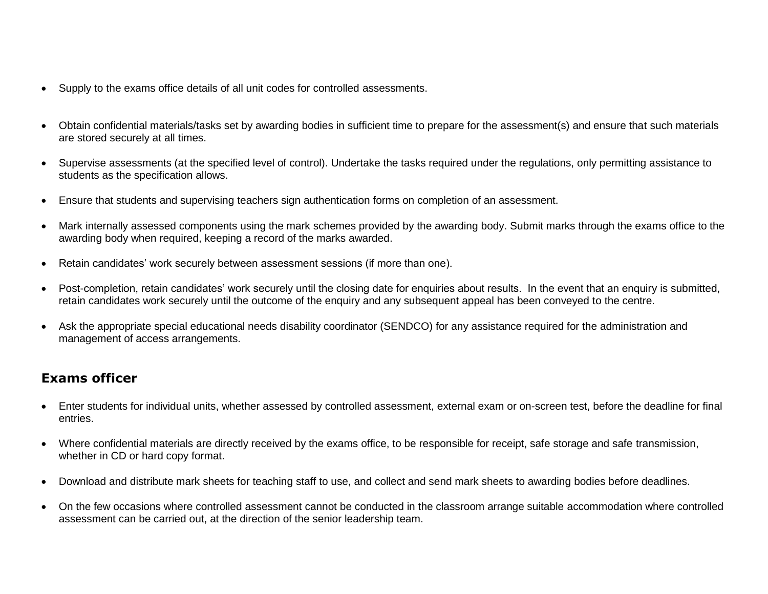- Supply to the exams office details of all unit codes for controlled assessments.

- Obtain confidential materials/tasks set by awarding bodies in sufficient time to prepare for the assessment(s) and ensure that such materials are stored securely at all times.

- Supervise assessments (at the specified level of control). Undertake the tasks required under the regulations, only permitting assistance to students as the specification allows.

- Ensure that students and supervising teachers sign authentication forms on completion of an assessment.

- Mark internally assessed components using the mark schemes provided by the awarding body. Submit marks through the exams office to the awarding body when required, keeping a record of the marks awarded.

- Retain candidates' work securely between assessment sessions (if more than one).

- Post-completion, retain candidates' work securely until the closing date for enquiries about results. In the event that an enquiry is submitted, retain candidates work securely until the outcome of the enquiry and any subsequent appeal has been conveyed to the centre.

- Ask the appropriate special educational needs disability coordinator (SENDCO) for any assistance required for the administration and management of access arrangements.

## Exams officer

- Enter students for individual units, whether assessed by controlled assessment, external exam or on-screen test, before the deadline for final entries.

- Where confidential materials are directly received by the exams office, to be responsible for receipt, safe storage and safe transmission, whether in CD or hard copy format.

- Download and distribute mark sheets for teaching staff to use, and collect and send mark sheets to awarding bodies before deadlines.

- On the few occasions where controlled assessment cannot be conducted in the classroom arrange suitable accommodation where controlled assessment can be carried out, at the direction of the senior leadership team.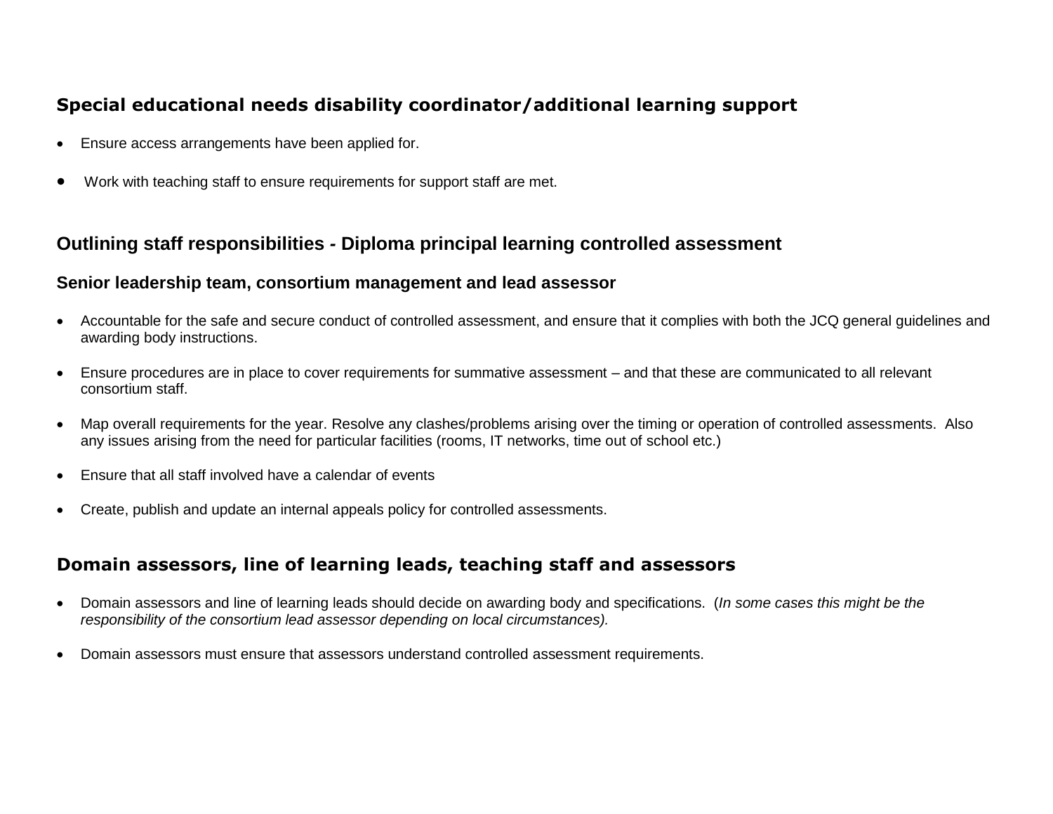### Special educational needs disability coordinator/additional learning support

- Ensure access arrangements have been applied for.
- Work with teaching staff to ensure requirements for support staff are met.

## Outlining staff responsibilities - Diploma principal learning controlled assessment

### Senior leadership team, consortium management and lead assessor

- Accountable for the safe and secure conduct of controlled assessment, and ensure that it complies with both the JCQ general guidelines and awarding body instructions.
- Ensure procedures are in place to cover requirements for summative assessment – and that these are communicated to all relevant consortium staff.
- Map overall requirements for the year. Resolve any clashes/problems arising over the timing or operation of controlled assessments. Also any issues arising from the need for particular facilities (rooms, IT networks, time out of school etc.)
- Ensure that all staff involved have a calendar of events
- Create, publish and update an internal appeals policy for controlled assessments.

### Domain assessors, line of learning leads, teaching staff and assessors

- Domain assessors and line of learning leads should decide on awarding body and specifications. (*In some cases this might be the responsibility of the consortium lead assessor depending on local circumstances).*
- Domain assessors must ensure that assessors understand controlled assessment requirements.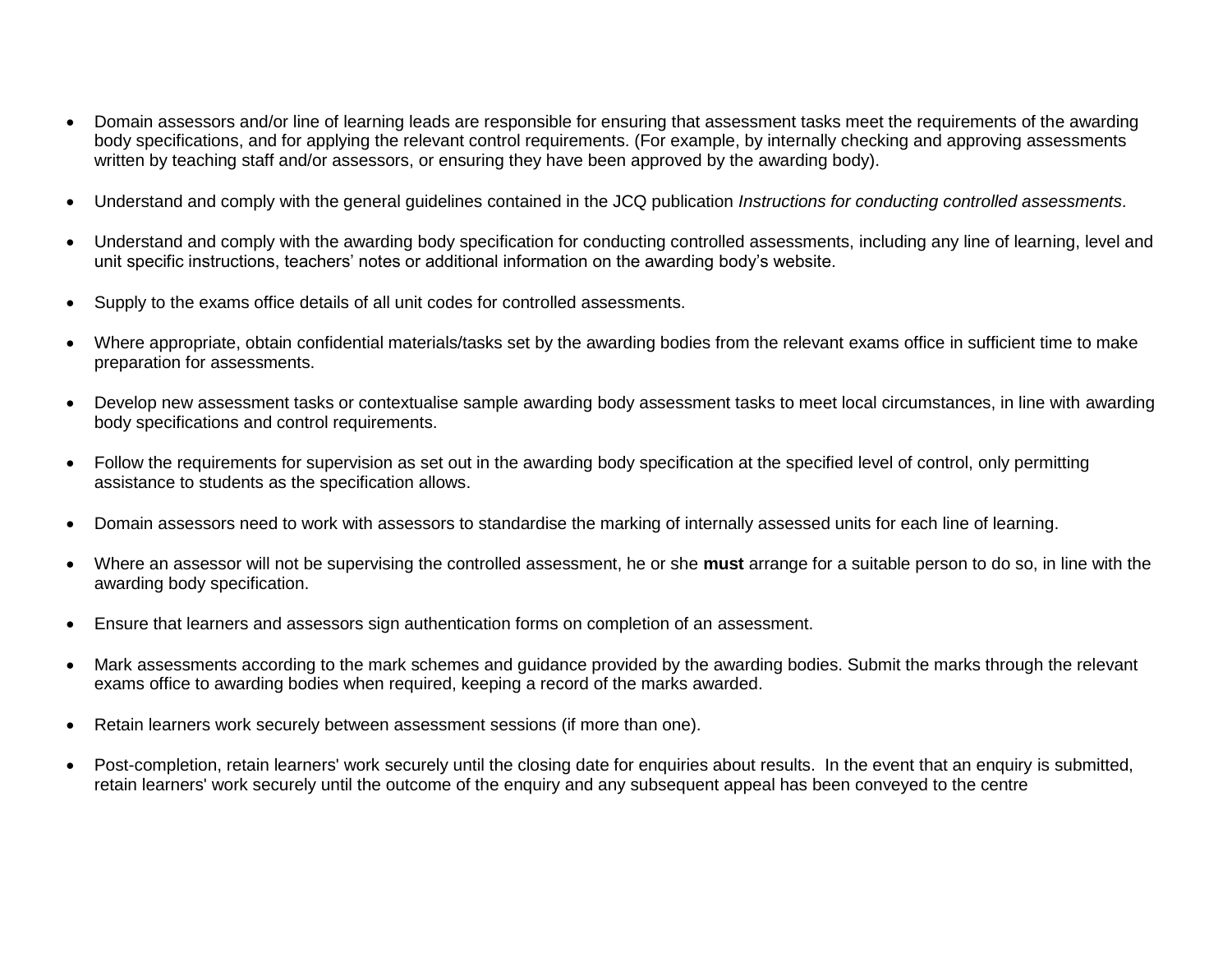- Domain assessors and/or line of learning leads are responsible for ensuring that assessment tasks meet the requirements of the awarding body specifications, and for applying the relevant control requirements. (For example, by internally checking and approving assessments written by teaching staff and/or assessors, or ensuring they have been approved by the awarding body).

- Understand and comply with the general guidelines contained in the JCQ publication *Instructions for conducting controlled assessments*.

- Understand and comply with the awarding body specification for conducting controlled assessments, including any line of learning, level and unit specific instructions, teachers' notes or additional information on the awarding body's website.

- Supply to the exams office details of all unit codes for controlled assessments.

- Where appropriate, obtain confidential materials/tasks set by the awarding bodies from the relevant exams office in sufficient time to make preparation for assessments.

- Develop new assessment tasks or contextualise sample awarding body assessment tasks to meet local circumstances, in line with awarding body specifications and control requirements.

- Follow the requirements for supervision as set out in the awarding body specification at the specified level of control, only permitting assistance to students as the specification allows.

- Domain assessors need to work with assessors to standardise the marking of internally assessed units for each line of learning.

- Where an assessor will not be supervising the controlled assessment, he or she **must** arrange for a suitable person to do so, in line with the awarding body specification.

- Ensure that learners and assessors sign authentication forms on completion of an assessment.

- Mark assessments according to the mark schemes and guidance provided by the awarding bodies. Submit the marks through the relevant exams office to awarding bodies when required, keeping a record of the marks awarded.

- Retain learners work securely between assessment sessions (if more than one).

- Post-completion, retain learners' work securely until the closing date for enquiries about results. In the event that an enquiry is submitted, retain learners' work securely until the outcome of the enquiry and any subsequent appeal has been conveyed to the centre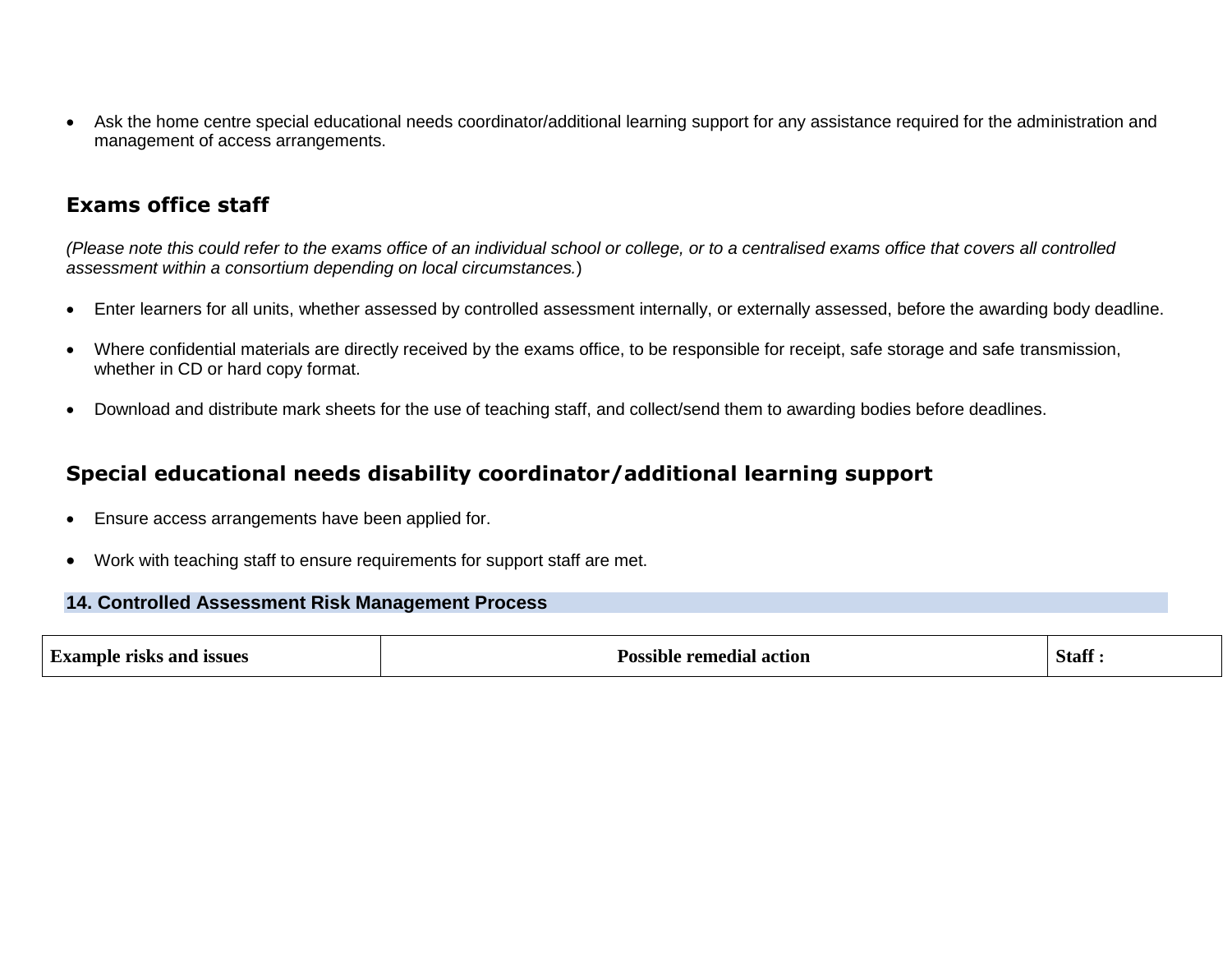- Ask the home centre special educational needs coordinator/additional learning support for any assistance required for the administration and management of access arrangements.

### Exams office staff

*(Please note this could refer to the exams office of an individual school or college, or to a centralised exams office that covers all controlled assessment within a consortium depending on local circumstances.*)

- Enter learners for all units, whether assessed by controlled assessment internally, or externally assessed, before the awarding body deadline.
- Where confidential materials are directly received by the exams office, to be responsible for receipt, safe storage and safe transmission, whether in CD or hard copy format.
- Download and distribute mark sheets for the use of teaching staff, and collect/send them to awarding bodies before deadlines.

### Special educational needs disability coordinator/additional learning support

- Ensure access arrangements have been applied for.
- Work with teaching staff to ensure requirements for support staff are met.

## 14. Controlled Assessment Risk Management Process

| Example risks and issues | Possible remedial action | Staff : |
|---|---|---|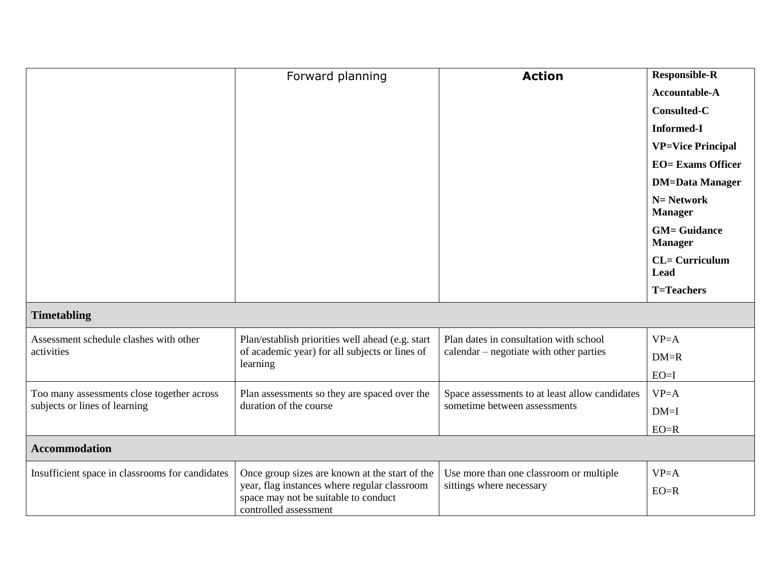| | Forward planning | **Action** | **Responsible-R**<br>**Accountable-A**<br>**Consulted-C**<br>**Informed-I**<br>**VP=Vice Principal**<br>**EO= Exams Officer**<br>**DM=Data Manager**<br>**N= Network Manager**<br>**GM= Guidance Manager**<br>**CL= Curriculum Lead**<br>**T=Teachers** |
|---|---|---|---|
| **Timetabling** | | | |
| Assessment schedule clashes with other activities | Plan/establish priorities well ahead (e.g. start of academic year) for all subjects or lines of learning | Plan dates in consultation with school calendar – negotiate with other parties | VP=A<br>DM=R<br>EO=I |
| Too many assessments close together across subjects or lines of learning | Plan assessments so they are spaced over the duration of the course | Space assessments to at least allow candidates sometime between assessments | VP=A<br>DM=I<br>EO=R |
| **Accommodation** | | | |
| Insufficient space in classrooms for candidates | Once group sizes are known at the start of the year, flag instances where regular classroom space may not be suitable to conduct controlled assessment | Use more than one classroom or multiple sittings where necessary | VP=A<br>EO=R |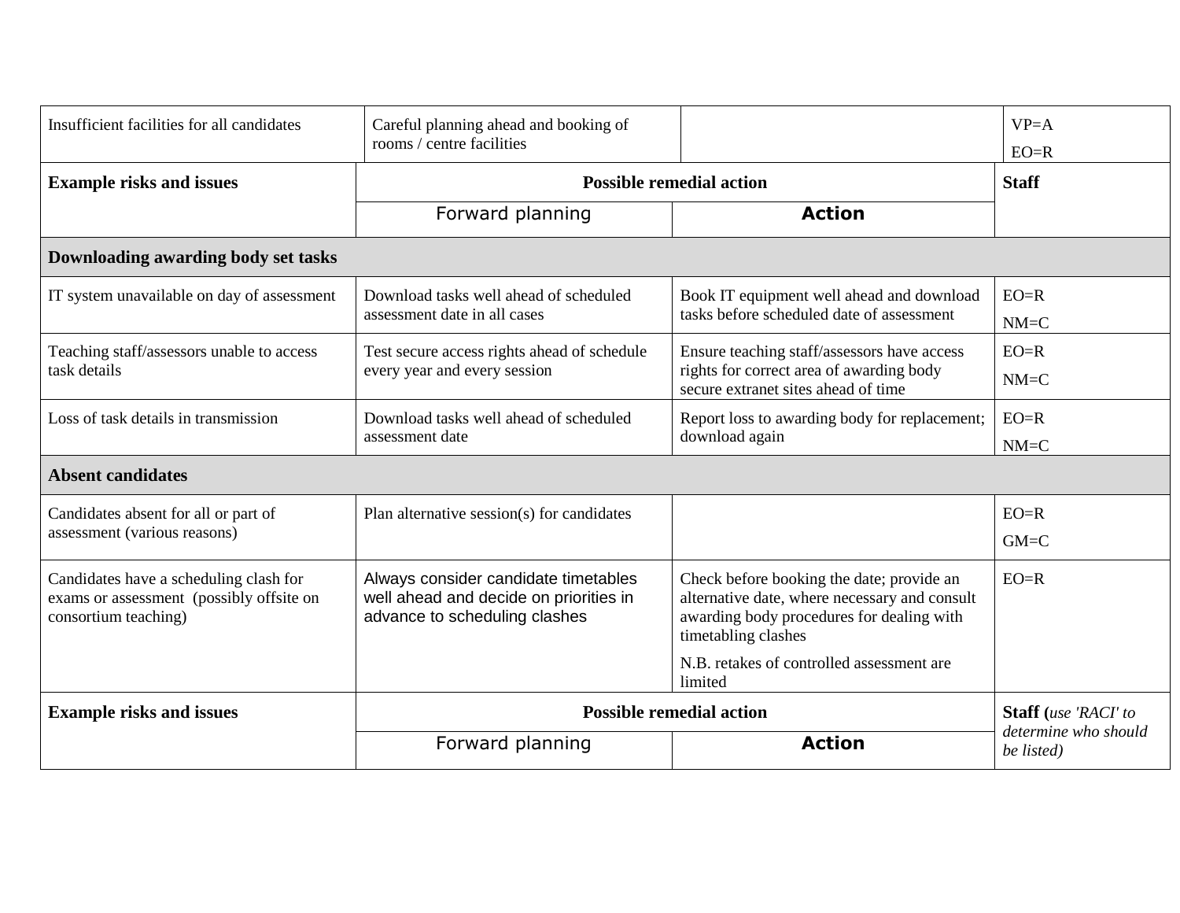| Insufficient facilities for all candidates | Careful planning ahead and booking of rooms / centre facilities | | VP=A<br>EO=R |
|---|---|---|---|
| **Example risks and issues** | **Possible remedial action** | | **Staff** |
| | Forward planning | **Action** | |
| **Downloading awarding body set tasks** | | | |
| IT system unavailable on day of assessment | Download tasks well ahead of scheduled assessment date in all cases | Book IT equipment well ahead and download tasks before scheduled date of assessment | EO=R<br>NM=C |
| Teaching staff/assessors unable to access task details | Test secure access rights ahead of schedule every year and every session | Ensure teaching staff/assessors have access rights for correct area of awarding body secure extranet sites ahead of time | EO=R<br>NM=C |
| Loss of task details in transmission | Download tasks well ahead of scheduled assessment date | Report loss to awarding body for replacement; download again | EO=R<br>NM=C |
| **Absent candidates** | | | |
| Candidates absent for all or part of assessment (various reasons) | Plan alternative session(s) for candidates | | EO=R<br>GM=C |
| Candidates have a scheduling clash for exams or assessment (possibly offsite on consortium teaching) | Always consider candidate timetables well ahead and decide on priorities in advance to scheduling clashes | Check before booking the date; provide an alternative date, where necessary and consult awarding body procedures for dealing with timetabling clashes<br>N.B. retakes of controlled assessment are limited | EO=R |
| **Example risks and issues** | **Possible remedial action** | | **Staff (***use 'RACI' to determine who should be listed)* |
| | Forward planning | **Action** | |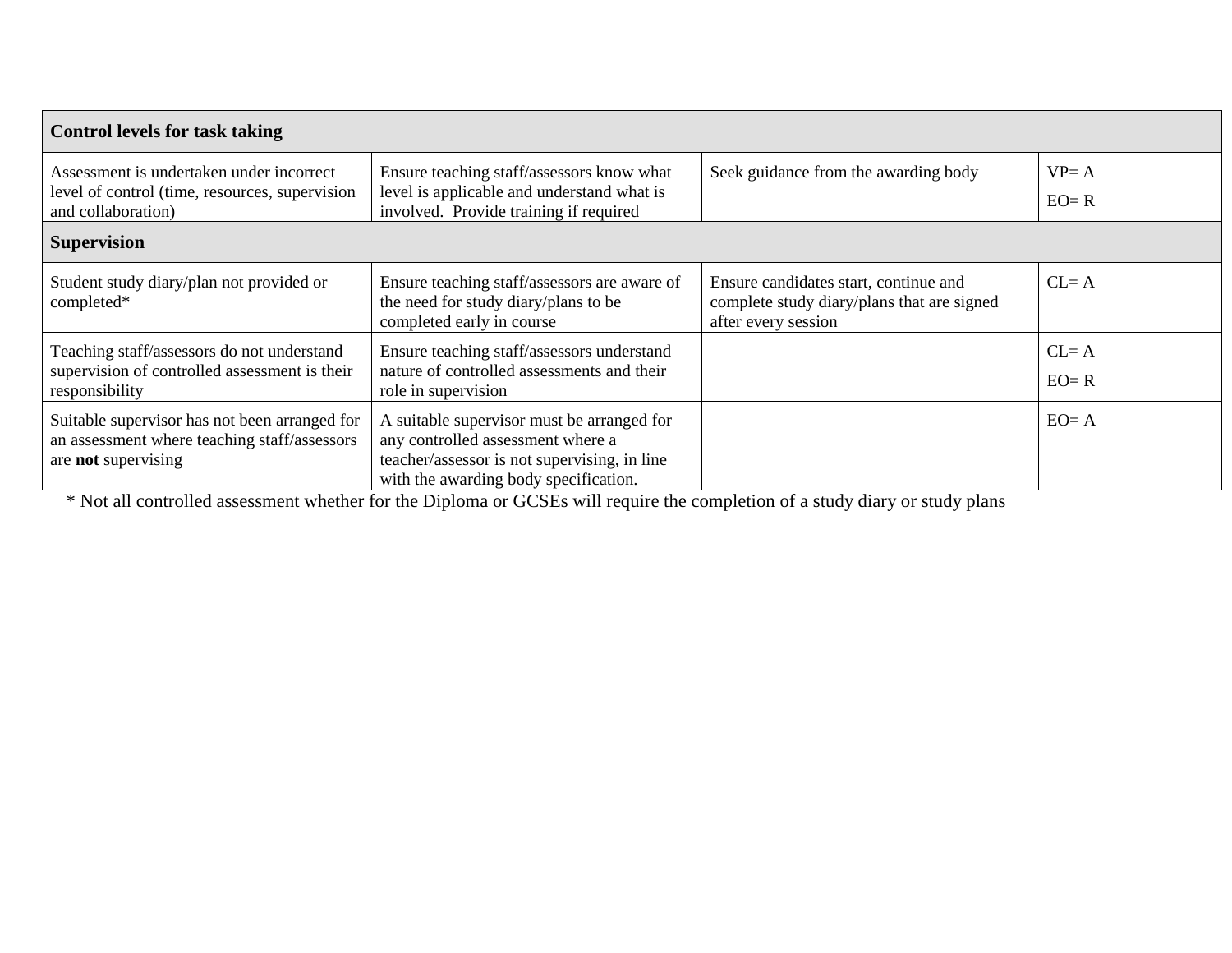| Control levels for task taking | | | |
|---|---|---|---|
| Assessment is undertaken under incorrect level of control (time, resources, supervision and collaboration) | Ensure teaching staff/assessors know what level is applicable and understand what is involved. Provide training if required | Seek guidance from the awarding body | VP= A<br>EO= R |
| **Supervision** | | | |
| Student study diary/plan not provided or completed* | Ensure teaching staff/assessors are aware of the need for study diary/plans to be completed early in course | Ensure candidates start, continue and complete study diary/plans that are signed after every session | CL= A |
| Teaching staff/assessors do not understand supervision of controlled assessment is their responsibility | Ensure teaching staff/assessors understand nature of controlled assessments and their role in supervision | | CL= A<br>EO= R |
| Suitable supervisor has not been arranged for an assessment where teaching staff/assessors are **not** supervising | A suitable supervisor must be arranged for any controlled assessment where a teacher/assessor is not supervising, in line with the awarding body specification. | | EO= A |

* Not all controlled assessment whether for the Diploma or GCSEs will require the completion of a study diary or study plans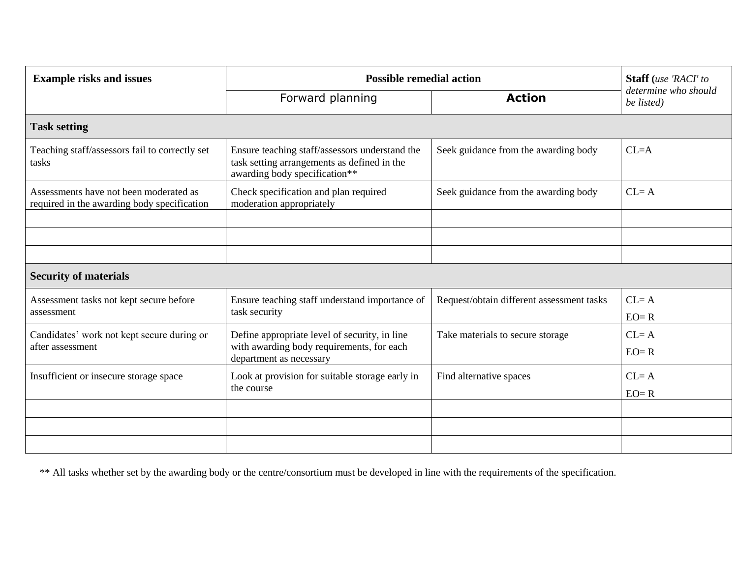| Example risks and issues | Possible remedial action | | **Staff (***use 'RACI' to determine who should be listed)* |
|---|---|---|---|
| | Forward planning | **Action** | |
| **Task setting** | | | |
| Teaching staff/assessors fail to correctly set tasks | Ensure teaching staff/assessors understand the task setting arrangements as defined in the awarding body specification** | Seek guidance from the awarding body | CL=A |
| Assessments have not been moderated as required in the awarding body specification | Check specification and plan required moderation appropriately | Seek guidance from the awarding body | CL= A |
| | | | |
| | | | |
| | | | |
| **Security of materials** | | | |
| Assessment tasks not kept secure before assessment | Ensure teaching staff understand importance of task security | Request/obtain different assessment tasks | CL= A<br>EO= R |
| Candidates' work not kept secure during or after assessment | Define appropriate level of security, in line with awarding body requirements, for each department as necessary | Take materials to secure storage | CL= A<br>EO= R |
| Insufficient or insecure storage space | Look at provision for suitable storage early in the course | Find alternative spaces | CL= A<br>EO= R |
| | | | |
| | | | |
| | | | |

** All tasks whether set by the awarding body or the centre/consortium must be developed in line with the requirements of the specification.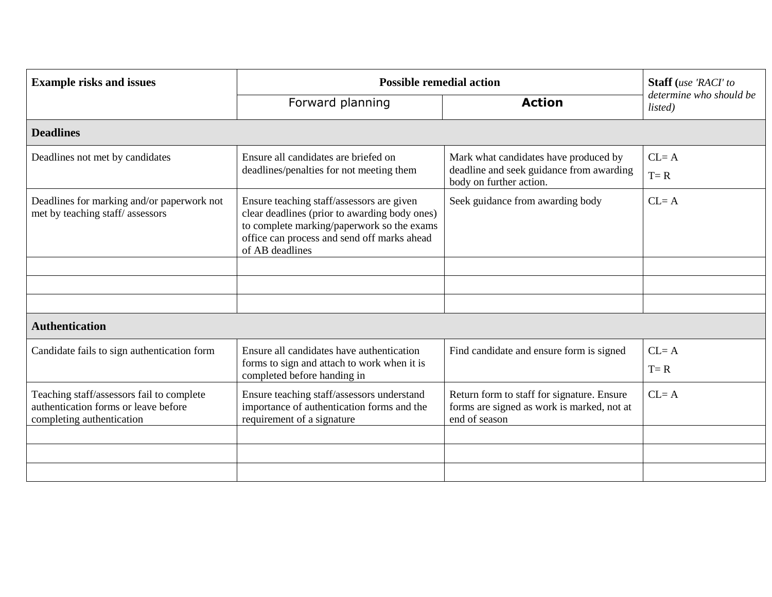| Example risks and issues | Possible remedial action | | Staff (*use 'RACI' to determine who should be listed)* |
|---|---|---|---|
| | Forward planning | **Action** | |
| **Deadlines** | | | |
| Deadlines not met by candidates | Ensure all candidates are briefed on deadlines/penalties for not meeting them | Mark what candidates have produced by deadline and seek guidance from awarding body on further action. | CL= A<br>T= R |
| Deadlines for marking and/or paperwork not met by teaching staff/ assessors | Ensure teaching staff/assessors are given clear deadlines (prior to awarding body ones) to complete marking/paperwork so the exams office can process and send off marks ahead of AB deadlines | Seek guidance from awarding body | CL= A |
| | | | |
| | | | |
| | | | |
| **Authentication** | | | |
| Candidate fails to sign authentication form | Ensure all candidates have authentication forms to sign and attach to work when it is completed before handing in | Find candidate and ensure form is signed | CL= A<br>T= R |
| Teaching staff/assessors fail to complete authentication forms or leave before completing authentication | Ensure teaching staff/assessors understand importance of authentication forms and the requirement of a signature | Return form to staff for signature. Ensure forms are signed as work is marked, not at end of season | CL= A |
| | | | |
| | | | |
| | | | |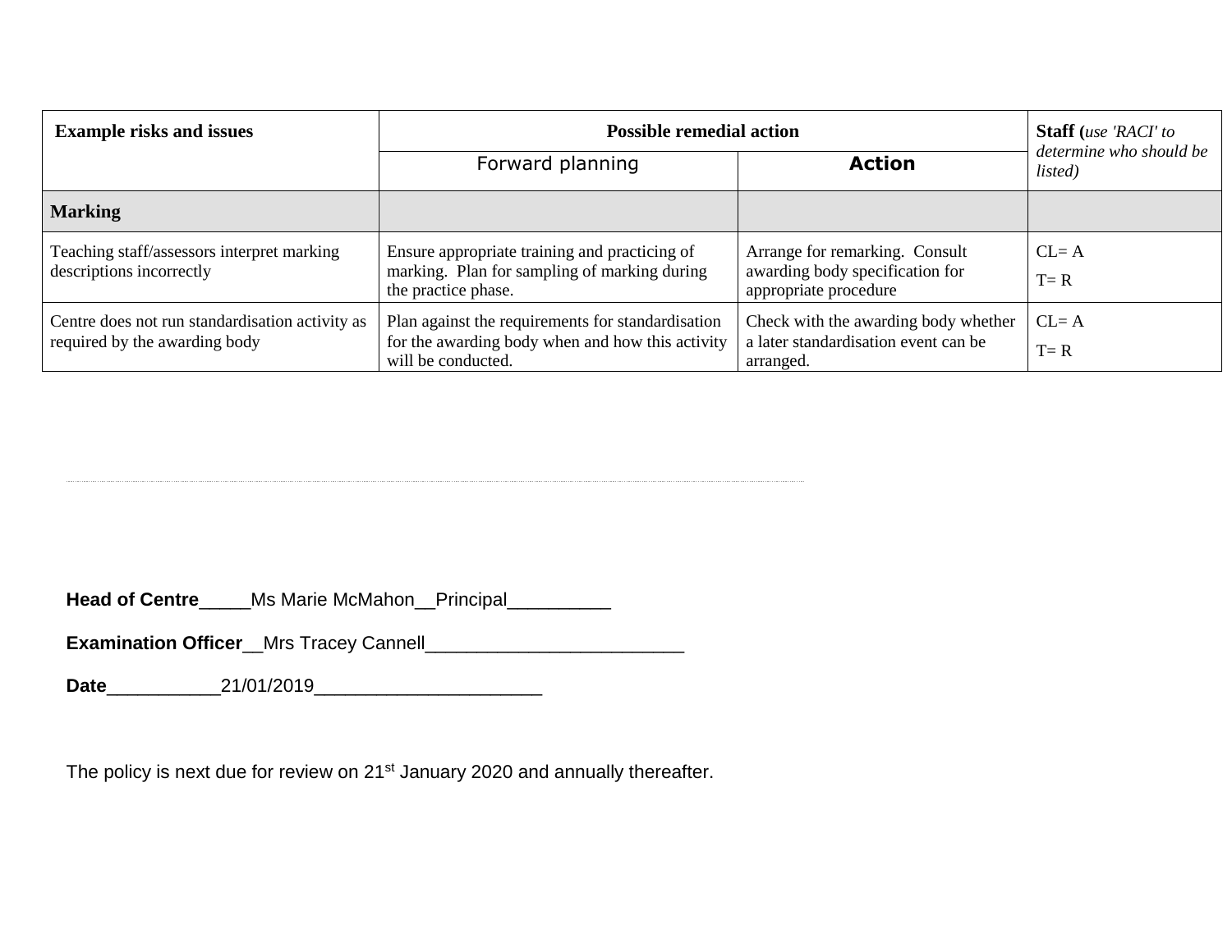| Example risks and issues | Possible remedial action | | Staff (*use 'RACI' to determine who should be listed)* |
|---|---|---|---|
| | Forward planning | **Action** | |
| **Marking** | | | |
| Teaching staff/assessors interpret marking descriptions incorrectly | Ensure appropriate training and practicing of marking. Plan for sampling of marking during the practice phase. | Arrange for remarking. Consult awarding body specification for appropriate procedure | CL= A<br>T= R |
| Centre does not run standardisation activity as required by the awarding body | Plan against the requirements for standardisation for the awarding body when and how this activity will be conducted. | Check with the awarding body whether a later standardisation event can be arranged. | CL= A<br>T= R |

**Head of Centre**_____Ms Marie McMahon__Principal__________

**Examination Officer**__Mrs Tracey Cannell_________________________

**Date**___________21/01/2019______________________

The policy is next due for review on 21st January 2020 and annually thereafter.